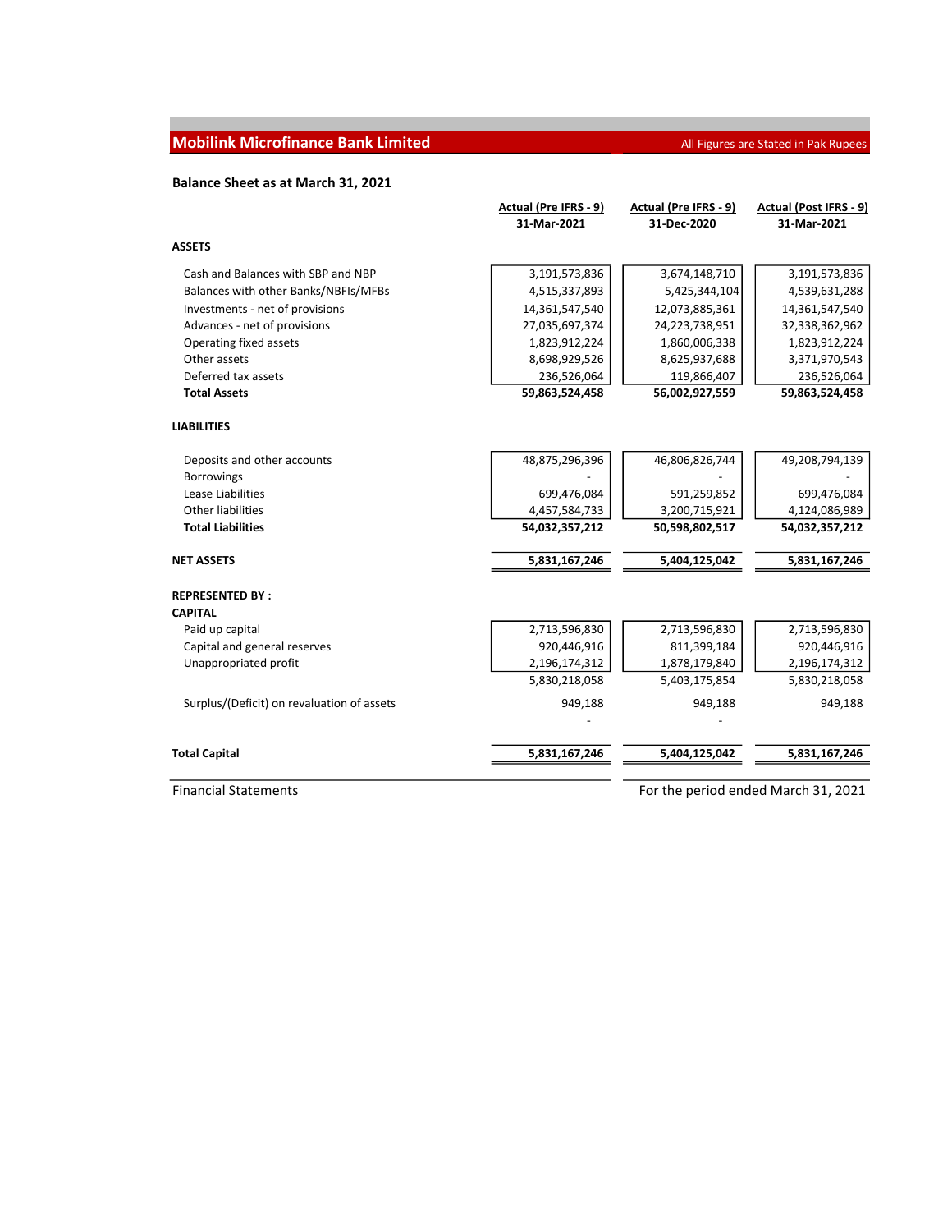## Mobilink Microfinance Bank Limited

All Figures are Stated in Pak Rupees

### Balance Sheet as at March 31, 2021

| | Actual (Pre IFRS - 9) 31-Mar-2021 | Actual (Pre IFRS - 9) 31-Dec-2020 | Actual (Post IFRS - 9) 31-Mar-2021 |
|---|---|---|---|
| **ASSETS** | | | |
| Cash and Balances with SBP and NBP | 3,191,573,836 | 3,674,148,710 | 3,191,573,836 |
| Balances with other Banks/NBFIs/MFBs | 4,515,337,893 | 5,425,344,104 | 4,539,631,288 |
| Investments - net of provisions | 14,361,547,540 | 12,073,885,361 | 14,361,547,540 |
| Advances - net of provisions | 27,035,697,374 | 24,223,738,951 | 32,338,362,962 |
| Operating fixed assets | 1,823,912,224 | 1,860,006,338 | 1,823,912,224 |
| Other assets | 8,698,929,526 | 8,625,937,688 | 3,371,970,543 |
| Deferred tax assets | 236,526,064 | 119,866,407 | 236,526,064 |
| **Total Assets** | **59,863,524,458** | **56,002,927,559** | **59,863,524,458** |
| **LIABILITIES** | | | |
| Deposits and other accounts | 48,875,296,396 | 46,806,826,744 | 49,208,794,139 |
| Borrowings | - | - | - |
| Lease Liabilities | 699,476,084 | 591,259,852 | 699,476,084 |
| Other liabilities | 4,457,584,733 | 3,200,715,921 | 4,124,086,989 |
| **Total Liabilities** | **54,032,357,212** | **50,598,802,517** | **54,032,357,212** |
| **NET ASSETS** | **5,831,167,246** | **5,404,125,042** | **5,831,167,246** |
| **REPRESENTED BY :** | | | |
| **CAPITAL** | | | |
| Paid up capital | 2,713,596,830 | 2,713,596,830 | 2,713,596,830 |
| Capital and general reserves | 920,446,916 | 811,399,184 | 920,446,916 |
| Unappropriated profit | 2,196,174,312 | 1,878,179,840 | 2,196,174,312 |
| | 5,830,218,058 | 5,403,175,854 | 5,830,218,058 |
| Surplus/(Deficit) on revaluation of assets | 949,188 | 949,188 | 949,188 |
| | - | - | |
| **Total Capital** | **5,831,167,246** | **5,404,125,042** | **5,831,167,246** |

Financial Statements — For the period ended March 31, 2021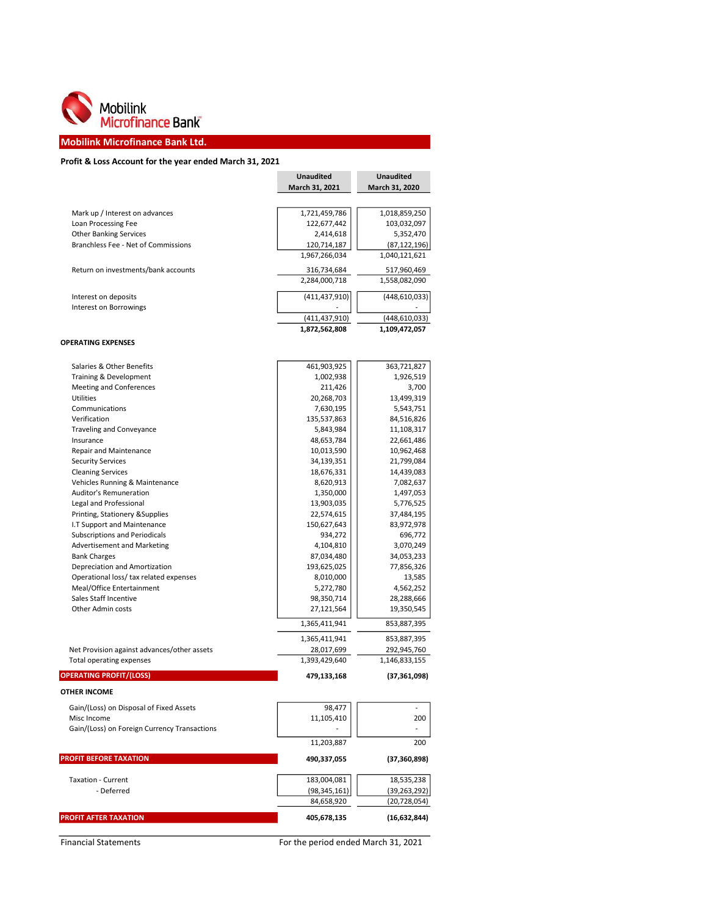Mobilink Microfinance Bank

## Mobilink Microfinance Bank Ltd.

**Profit & Loss Account for the year ended March 31, 2021**

| | Unaudited March 31, 2021 | Unaudited March 31, 2020 |
|---|---|---|
| Mark up / Interest on advances | 1,721,459,786 | 1,018,859,250 |
| Loan Processing Fee | 122,677,442 | 103,032,097 |
| Other Banking Services | 2,414,618 | 5,352,470 |
| Branchless Fee - Net of Commissions | 120,714,187 | (87,122,196) |
| | 1,967,266,034 | 1,040,121,621 |
| Return on investments/bank accounts | 316,734,684 | 517,960,469 |
| | 2,284,000,718 | 1,558,082,090 |
| Interest on deposits | (411,437,910) | (448,610,033) |
| Interest on Borrowings | - | - |
| | (411,437,910) | (448,610,033) |
| | **1,872,562,808** | **1,109,472,057** |
| **OPERATING EXPENSES** | | |
| Salaries & Other Benefits | 461,903,925 | 363,721,827 |
| Training & Development | 1,002,938 | 1,926,519 |
| Meeting and Conferences | 211,426 | 3,700 |
| Utilities | 20,268,703 | 13,499,319 |
| Communications | 7,630,195 | 5,543,751 |
| Verification | 135,537,863 | 84,516,826 |
| Traveling and Conveyance | 5,843,984 | 11,108,317 |
| Insurance | 48,653,784 | 22,661,486 |
| Repair and Maintenance | 10,013,590 | 10,962,468 |
| Security Services | 34,139,351 | 21,799,084 |
| Cleaning Services | 18,676,331 | 14,439,083 |
| Vehicles Running & Maintenance | 8,620,913 | 7,082,637 |
| Auditor's Remuneration | 1,350,000 | 1,497,053 |
| Legal and Professional | 13,903,035 | 5,776,525 |
| Printing, Stationery &Supplies | 22,574,615 | 37,484,195 |
| I.T Support and Maintenance | 150,627,643 | 83,972,978 |
| Subscriptions and Periodicals | 934,272 | 696,772 |
| Advertisement and Marketing | 4,104,810 | 3,070,249 |
| Bank Charges | 87,034,480 | 34,053,233 |
| Depreciation and Amortization | 193,625,025 | 77,856,326 |
| Operational loss/ tax related expenses | 8,010,000 | 13,585 |
| Meal/Office Entertainment | 5,272,780 | 4,562,252 |
| Sales Staff Incentive | 98,350,714 | 28,288,666 |
| Other Admin costs | 27,121,564 | 19,350,545 |
| | 1,365,411,941 | 853,887,395 |
| | 1,365,411,941 | 853,887,395 |
| Net Provision against advances/other assets | 28,017,699 | 292,945,760 |
| Total operating expenses | 1,393,429,640 | 1,146,833,155 |
| **OPERATING PROFIT/(LOSS)** | **479,133,168** | **(37,361,098)** |
| **OTHER INCOME** | | |
| Gain/(Loss) on Disposal of Fixed Assets | 98,477 | - |
| Misc Income | 11,105,410 | 200 |
| Gain/(Loss) on Foreign Currency Transactions | - | - |
| | 11,203,887 | 200 |
| **PROFIT BEFORE TAXATION** | **490,337,055** | **(37,360,898)** |
| Taxation - Current | 183,004,081 | 18,535,238 |
| - Deferred | (98,345,161) | (39,263,292) |
| | 84,658,920 | (20,728,054) |
| **PROFIT AFTER TAXATION** | **405,678,135** | **(16,632,844)** |

Financial Statements — For the period ended March 31, 2021